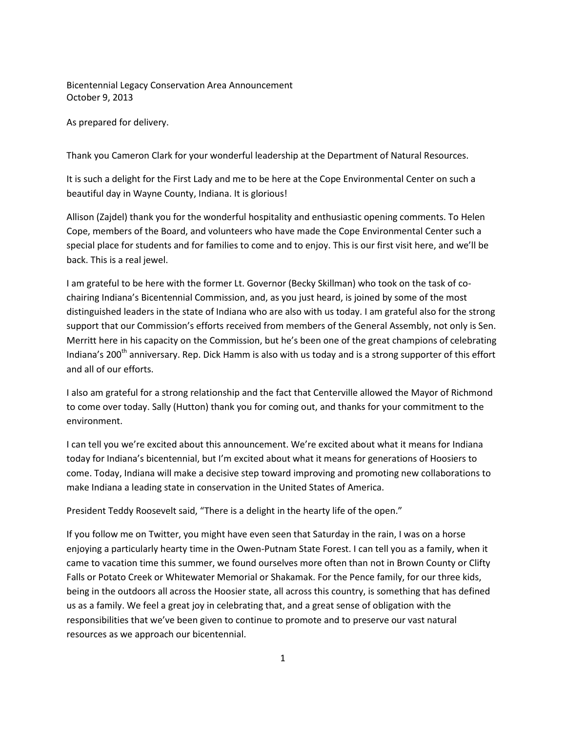Bicentennial Legacy Conservation Area Announcement
October 9, 2013

As prepared for delivery.

Thank you Cameron Clark for your wonderful leadership at the Department of Natural Resources.

It is such a delight for the First Lady and me to be here at the Cope Environmental Center on such a beautiful day in Wayne County, Indiana. It is glorious!

Allison (Zajdel) thank you for the wonderful hospitality and enthusiastic opening comments. To Helen Cope, members of the Board, and volunteers who have made the Cope Environmental Center such a special place for students and for families to come and to enjoy. This is our first visit here, and we'll be back. This is a real jewel.

I am grateful to be here with the former Lt. Governor (Becky Skillman) who took on the task of co-chairing Indiana's Bicentennial Commission, and, as you just heard, is joined by some of the most distinguished leaders in the state of Indiana who are also with us today. I am grateful also for the strong support that our Commission's efforts received from members of the General Assembly, not only is Sen. Merritt here in his capacity on the Commission, but he's been one of the great champions of celebrating Indiana's 200th anniversary. Rep. Dick Hamm is also with us today and is a strong supporter of this effort and all of our efforts.

I also am grateful for a strong relationship and the fact that Centerville allowed the Mayor of Richmond to come over today. Sally (Hutton) thank you for coming out, and thanks for your commitment to the environment.

I can tell you we're excited about this announcement. We're excited about what it means for Indiana today for Indiana's bicentennial, but I'm excited about what it means for generations of Hoosiers to come. Today, Indiana will make a decisive step toward improving and promoting new collaborations to make Indiana a leading state in conservation in the United States of America.

President Teddy Roosevelt said, "There is a delight in the hearty life of the open."

If you follow me on Twitter, you might have even seen that Saturday in the rain, I was on a horse enjoying a particularly hearty time in the Owen-Putnam State Forest. I can tell you as a family, when it came to vacation time this summer, we found ourselves more often than not in Brown County or Clifty Falls or Potato Creek or Whitewater Memorial or Shakamak. For the Pence family, for our three kids, being in the outdoors all across the Hoosier state, all across this country, is something that has defined us as a family. We feel a great joy in celebrating that, and a great sense of obligation with the responsibilities that we've been given to continue to promote and to preserve our vast natural resources as we approach our bicentennial.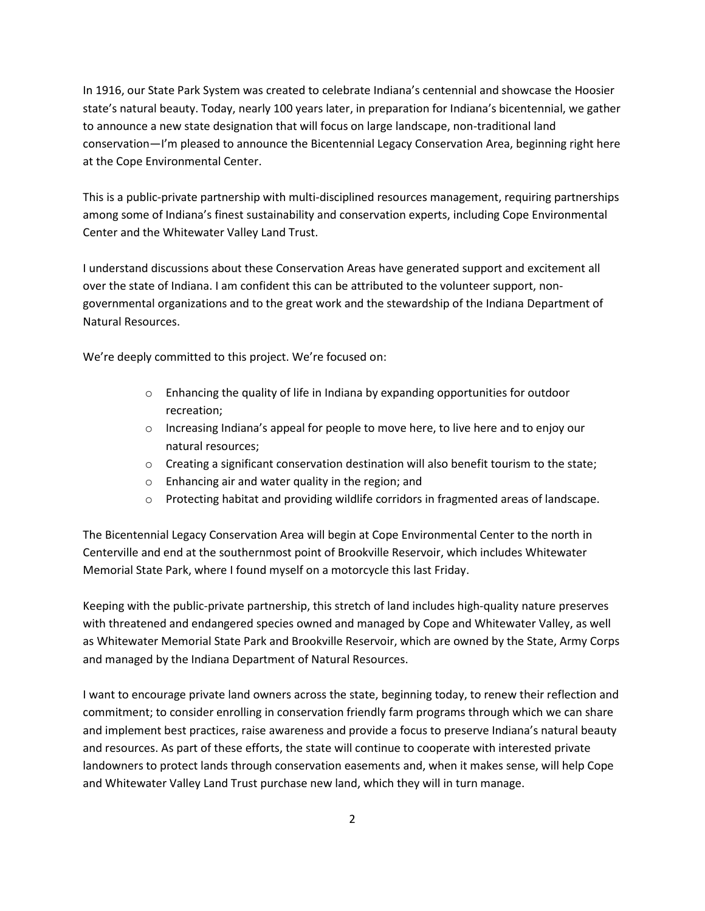In 1916, our State Park System was created to celebrate Indiana's centennial and showcase the Hoosier state's natural beauty. Today, nearly 100 years later, in preparation for Indiana's bicentennial, we gather to announce a new state designation that will focus on large landscape, non-traditional land conservation—I'm pleased to announce the Bicentennial Legacy Conservation Area, beginning right here at the Cope Environmental Center.

This is a public-private partnership with multi-disciplined resources management, requiring partnerships among some of Indiana's finest sustainability and conservation experts, including Cope Environmental Center and the Whitewater Valley Land Trust.

I understand discussions about these Conservation Areas have generated support and excitement all over the state of Indiana. I am confident this can be attributed to the volunteer support, non-governmental organizations and to the great work and the stewardship of the Indiana Department of Natural Resources.

We're deeply committed to this project. We're focused on:

- Enhancing the quality of life in Indiana by expanding opportunities for outdoor recreation;
- Increasing Indiana's appeal for people to move here, to live here and to enjoy our natural resources;
- Creating a significant conservation destination will also benefit tourism to the state;
- Enhancing air and water quality in the region; and
- Protecting habitat and providing wildlife corridors in fragmented areas of landscape.

The Bicentennial Legacy Conservation Area will begin at Cope Environmental Center to the north in Centerville and end at the southernmost point of Brookville Reservoir, which includes Whitewater Memorial State Park, where I found myself on a motorcycle this last Friday.

Keeping with the public-private partnership, this stretch of land includes high-quality nature preserves with threatened and endangered species owned and managed by Cope and Whitewater Valley, as well as Whitewater Memorial State Park and Brookville Reservoir, which are owned by the State, Army Corps and managed by the Indiana Department of Natural Resources.

I want to encourage private land owners across the state, beginning today, to renew their reflection and commitment; to consider enrolling in conservation friendly farm programs through which we can share and implement best practices, raise awareness and provide a focus to preserve Indiana's natural beauty and resources. As part of these efforts, the state will continue to cooperate with interested private landowners to protect lands through conservation easements and, when it makes sense, will help Cope and Whitewater Valley Land Trust purchase new land, which they will in turn manage.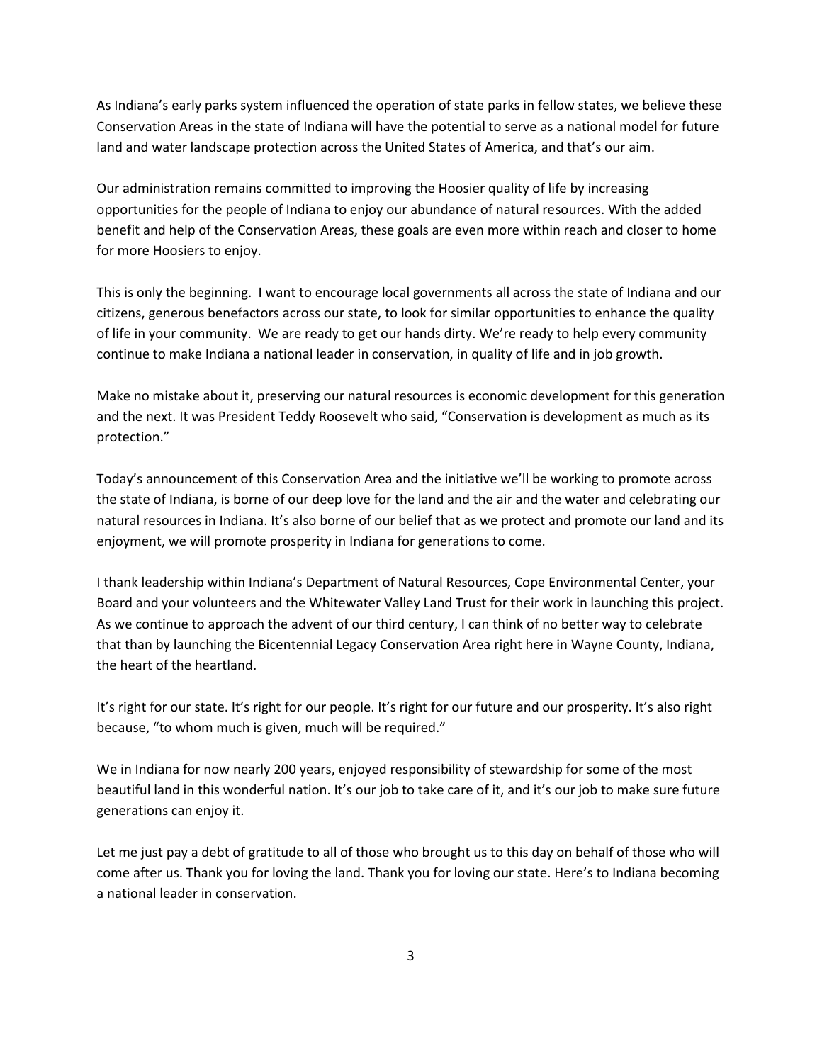As Indiana's early parks system influenced the operation of state parks in fellow states, we believe these Conservation Areas in the state of Indiana will have the potential to serve as a national model for future land and water landscape protection across the United States of America, and that's our aim.

Our administration remains committed to improving the Hoosier quality of life by increasing opportunities for the people of Indiana to enjoy our abundance of natural resources. With the added benefit and help of the Conservation Areas, these goals are even more within reach and closer to home for more Hoosiers to enjoy.

This is only the beginning. I want to encourage local governments all across the state of Indiana and our citizens, generous benefactors across our state, to look for similar opportunities to enhance the quality of life in your community. We are ready to get our hands dirty. We're ready to help every community continue to make Indiana a national leader in conservation, in quality of life and in job growth.

Make no mistake about it, preserving our natural resources is economic development for this generation and the next. It was President Teddy Roosevelt who said, "Conservation is development as much as its protection."

Today's announcement of this Conservation Area and the initiative we'll be working to promote across the state of Indiana, is borne of our deep love for the land and the air and the water and celebrating our natural resources in Indiana. It's also borne of our belief that as we protect and promote our land and its enjoyment, we will promote prosperity in Indiana for generations to come.

I thank leadership within Indiana's Department of Natural Resources, Cope Environmental Center, your Board and your volunteers and the Whitewater Valley Land Trust for their work in launching this project. As we continue to approach the advent of our third century, I can think of no better way to celebrate that than by launching the Bicentennial Legacy Conservation Area right here in Wayne County, Indiana, the heart of the heartland.

It's right for our state. It's right for our people. It's right for our future and our prosperity. It's also right because, "to whom much is given, much will be required."

We in Indiana for now nearly 200 years, enjoyed responsibility of stewardship for some of the most beautiful land in this wonderful nation. It's our job to take care of it, and it's our job to make sure future generations can enjoy it.

Let me just pay a debt of gratitude to all of those who brought us to this day on behalf of those who will come after us. Thank you for loving the land. Thank you for loving our state. Here's to Indiana becoming a national leader in conservation.